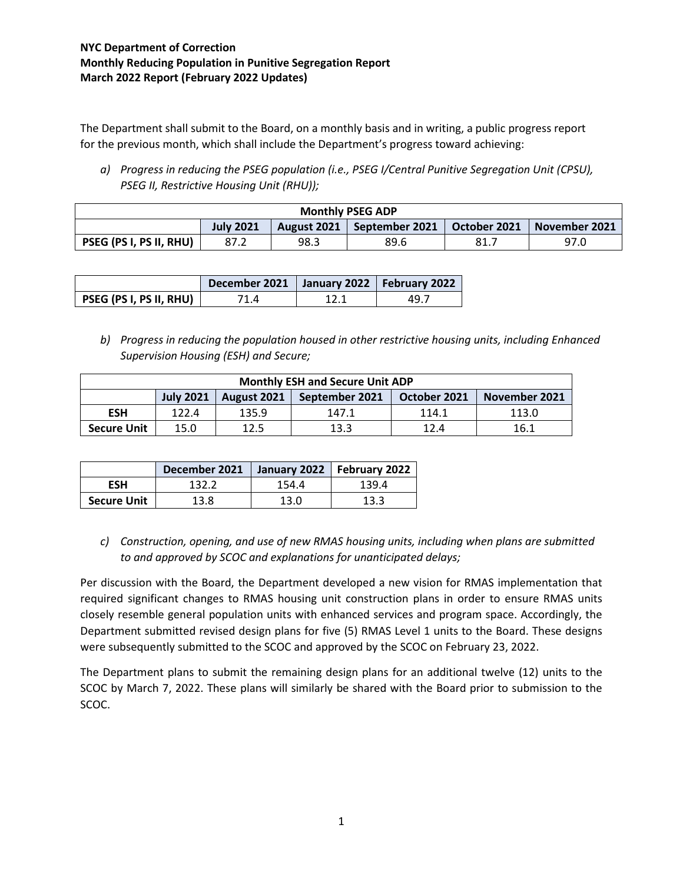**NYC Department of Correction**
**Monthly Reducing Population in Punitive Segregation Report**
**March 2022 Report (February 2022 Updates)**

The Department shall submit to the Board, on a monthly basis and in writing, a public progress report for the previous month, which shall include the Department's progress toward achieving:

*a) Progress in reducing the PSEG population (i.e., PSEG I/Central Punitive Segregation Unit (CPSU), PSEG II, Restrictive Housing Unit (RHU));*

| **Monthly PSEG ADP** | | | | | |
|---|---|---|---|---|---|
| | **July 2021** | **August 2021** | **September 2021** | **October 2021** | **November 2021** |
| **PSEG (PS I, PS II, RHU)** | 87.2 | 98.3 | 89.6 | 81.7 | 97.0 |

| | **December 2021** | **January 2022** | **February 2022** |
|---|---|---|---|
| **PSEG (PS I, PS II, RHU)** | 71.4 | 12.1 | 49.7 |

*b) Progress in reducing the population housed in other restrictive housing units, including Enhanced Supervision Housing (ESH) and Secure;*

| **Monthly ESH and Secure Unit ADP** | | | | | |
|---|---|---|---|---|---|
| | **July 2021** | **August 2021** | **September 2021** | **October 2021** | **November 2021** |
| **ESH** | 122.4 | 135.9 | 147.1 | 114.1 | 113.0 |
| **Secure Unit** | 15.0 | 12.5 | 13.3 | 12.4 | 16.1 |

| | **December 2021** | **January 2022** | **February 2022** |
|---|---|---|---|
| **ESH** | 132.2 | 154.4 | 139.4 |
| **Secure Unit** | 13.8 | 13.0 | 13.3 |

*c) Construction, opening, and use of new RMAS housing units, including when plans are submitted to and approved by SCOC and explanations for unanticipated delays;*

Per discussion with the Board, the Department developed a new vision for RMAS implementation that required significant changes to RMAS housing unit construction plans in order to ensure RMAS units closely resemble general population units with enhanced services and program space. Accordingly, the Department submitted revised design plans for five (5) RMAS Level 1 units to the Board. These designs were subsequently submitted to the SCOC and approved by the SCOC on February 23, 2022.

The Department plans to submit the remaining design plans for an additional twelve (12) units to the SCOC by March 7, 2022. These plans will similarly be shared with the Board prior to submission to the SCOC.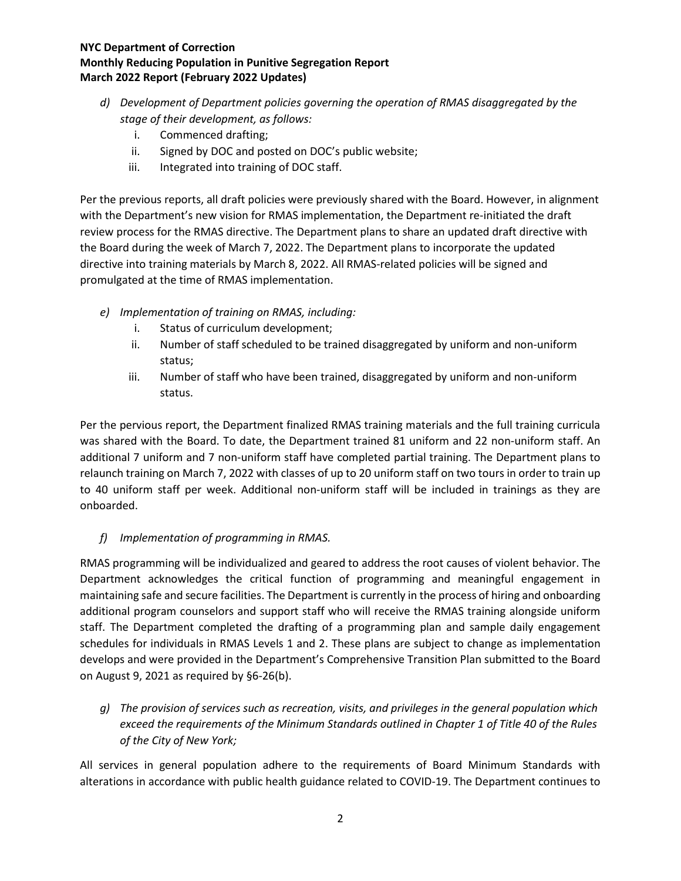*d) Development of Department policies governing the operation of RMAS disaggregated by the stage of their development, as follows:*

i. Commenced drafting;
ii. Signed by DOC and posted on DOC's public website;
iii. Integrated into training of DOC staff.

Per the previous reports, all draft policies were previously shared with the Board. However, in alignment with the Department's new vision for RMAS implementation, the Department re-initiated the draft review process for the RMAS directive. The Department plans to share an updated draft directive with the Board during the week of March 7, 2022. The Department plans to incorporate the updated directive into training materials by March 8, 2022. All RMAS-related policies will be signed and promulgated at the time of RMAS implementation.

*e) Implementation of training on RMAS, including:*

i. Status of curriculum development;
ii. Number of staff scheduled to be trained disaggregated by uniform and non-uniform status;
iii. Number of staff who have been trained, disaggregated by uniform and non-uniform status.

Per the pervious report, the Department finalized RMAS training materials and the full training curricula was shared with the Board. To date, the Department trained 81 uniform and 22 non-uniform staff. An additional 7 uniform and 7 non-uniform staff have completed partial training. The Department plans to relaunch training on March 7, 2022 with classes of up to 20 uniform staff on two tours in order to train up to 40 uniform staff per week. Additional non-uniform staff will be included in trainings as they are onboarded.

*f) Implementation of programming in RMAS.*

RMAS programming will be individualized and geared to address the root causes of violent behavior. The Department acknowledges the critical function of programming and meaningful engagement in maintaining safe and secure facilities. The Department is currently in the process of hiring and onboarding additional program counselors and support staff who will receive the RMAS training alongside uniform staff. The Department completed the drafting of a programming plan and sample daily engagement schedules for individuals in RMAS Levels 1 and 2. These plans are subject to change as implementation develops and were provided in the Department's Comprehensive Transition Plan submitted to the Board on August 9, 2021 as required by §6-26(b).

*g) The provision of services such as recreation, visits, and privileges in the general population which exceed the requirements of the Minimum Standards outlined in Chapter 1 of Title 40 of the Rules of the City of New York;*

All services in general population adhere to the requirements of Board Minimum Standards with alterations in accordance with public health guidance related to COVID-19. The Department continues to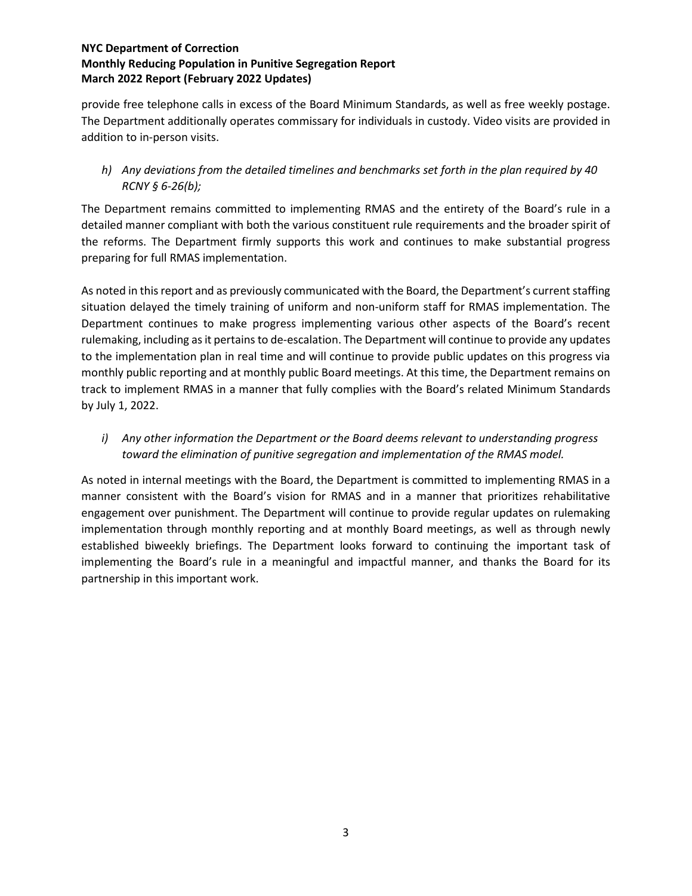provide free telephone calls in excess of the Board Minimum Standards, as well as free weekly postage. The Department additionally operates commissary for individuals in custody. Video visits are provided in addition to in-person visits.

*h) Any deviations from the detailed timelines and benchmarks set forth in the plan required by 40 RCNY § 6-26(b);*

The Department remains committed to implementing RMAS and the entirety of the Board's rule in a detailed manner compliant with both the various constituent rule requirements and the broader spirit of the reforms. The Department firmly supports this work and continues to make substantial progress preparing for full RMAS implementation.

As noted in this report and as previously communicated with the Board, the Department's current staffing situation delayed the timely training of uniform and non-uniform staff for RMAS implementation. The Department continues to make progress implementing various other aspects of the Board's recent rulemaking, including as it pertains to de-escalation. The Department will continue to provide any updates to the implementation plan in real time and will continue to provide public updates on this progress via monthly public reporting and at monthly public Board meetings. At this time, the Department remains on track to implement RMAS in a manner that fully complies with the Board's related Minimum Standards by July 1, 2022.

*i) Any other information the Department or the Board deems relevant to understanding progress toward the elimination of punitive segregation and implementation of the RMAS model.*

As noted in internal meetings with the Board, the Department is committed to implementing RMAS in a manner consistent with the Board's vision for RMAS and in a manner that prioritizes rehabilitative engagement over punishment. The Department will continue to provide regular updates on rulemaking implementation through monthly reporting and at monthly Board meetings, as well as through newly established biweekly briefings. The Department looks forward to continuing the important task of implementing the Board's rule in a meaningful and impactful manner, and thanks the Board for its partnership in this important work.